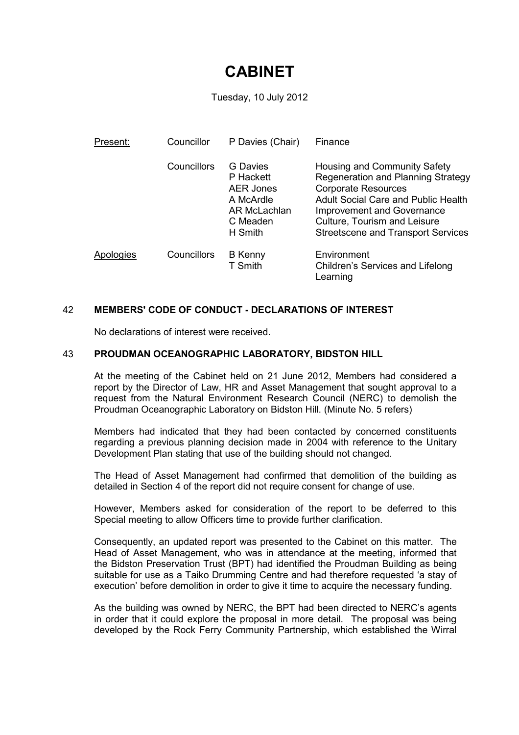# CABINET

Tuesday, 10 July 2012

| Present: | Councillor | P Davies (Chair) | Finance |
|---|---|---|---|
| | Councillors | G Davies | Housing and Community Safety |
| | | P Hackett | Regeneration and Planning Strategy |
| | | AER Jones | Corporate Resources |
| | | A McArdle | Adult Social Care and Public Health |
| | | AR McLachlan | Improvement and Governance |
| | | C Meaden | Culture, Tourism and Leisure |
| | | H Smith | Streetscene and Transport Services |
| Apologies | Councillors | B Kenny | Environment |
| | | T Smith | Children's Services and Lifelong Learning |

## 42 MEMBERS' CODE OF CONDUCT - DECLARATIONS OF INTEREST

No declarations of interest were received.

## 43 PROUDMAN OCEANOGRAPHIC LABORATORY, BIDSTON HILL

At the meeting of the Cabinet held on 21 June 2012, Members had considered a report by the Director of Law, HR and Asset Management that sought approval to a request from the Natural Environment Research Council (NERC) to demolish the Proudman Oceanographic Laboratory on Bidston Hill. (Minute No. 5 refers)

Members had indicated that they had been contacted by concerned constituents regarding a previous planning decision made in 2004 with reference to the Unitary Development Plan stating that use of the building should not changed.

The Head of Asset Management had confirmed that demolition of the building as detailed in Section 4 of the report did not require consent for change of use.

However, Members asked for consideration of the report to be deferred to this Special meeting to allow Officers time to provide further clarification.

Consequently, an updated report was presented to the Cabinet on this matter. The Head of Asset Management, who was in attendance at the meeting, informed that the Bidston Preservation Trust (BPT) had identified the Proudman Building as being suitable for use as a Taiko Drumming Centre and had therefore requested 'a stay of execution' before demolition in order to give it time to acquire the necessary funding.

As the building was owned by NERC, the BPT had been directed to NERC's agents in order that it could explore the proposal in more detail. The proposal was being developed by the Rock Ferry Community Partnership, which established the Wirral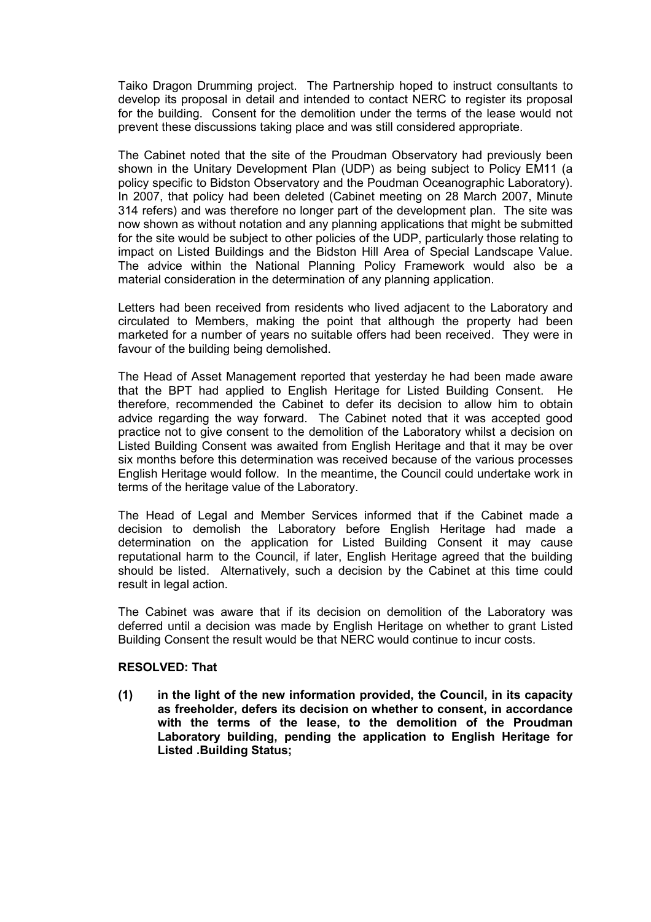Taiko Dragon Drumming project. The Partnership hoped to instruct consultants to develop its proposal in detail and intended to contact NERC to register its proposal for the building. Consent for the demolition under the terms of the lease would not prevent these discussions taking place and was still considered appropriate.

The Cabinet noted that the site of the Proudman Observatory had previously been shown in the Unitary Development Plan (UDP) as being subject to Policy EM11 (a policy specific to Bidston Observatory and the Poudman Oceanographic Laboratory). In 2007, that policy had been deleted (Cabinet meeting on 28 March 2007, Minute 314 refers) and was therefore no longer part of the development plan. The site was now shown as without notation and any planning applications that might be submitted for the site would be subject to other policies of the UDP, particularly those relating to impact on Listed Buildings and the Bidston Hill Area of Special Landscape Value. The advice within the National Planning Policy Framework would also be a material consideration in the determination of any planning application.

Letters had been received from residents who lived adjacent to the Laboratory and circulated to Members, making the point that although the property had been marketed for a number of years no suitable offers had been received. They were in favour of the building being demolished.

The Head of Asset Management reported that yesterday he had been made aware that the BPT had applied to English Heritage for Listed Building Consent. He therefore, recommended the Cabinet to defer its decision to allow him to obtain advice regarding the way forward. The Cabinet noted that it was accepted good practice not to give consent to the demolition of the Laboratory whilst a decision on Listed Building Consent was awaited from English Heritage and that it may be over six months before this determination was received because of the various processes English Heritage would follow. In the meantime, the Council could undertake work in terms of the heritage value of the Laboratory.

The Head of Legal and Member Services informed that if the Cabinet made a decision to demolish the Laboratory before English Heritage had made a determination on the application for Listed Building Consent it may cause reputational harm to the Council, if later, English Heritage agreed that the building should be listed. Alternatively, such a decision by the Cabinet at this time could result in legal action.

The Cabinet was aware that if its decision on demolition of the Laboratory was deferred until a decision was made by English Heritage on whether to grant Listed Building Consent the result would be that NERC would continue to incur costs.

**RESOLVED: That**

**(1) in the light of the new information provided, the Council, in its capacity as freeholder, defers its decision on whether to consent, in accordance with the terms of the lease, to the demolition of the Proudman Laboratory building, pending the application to English Heritage for Listed .Building Status;**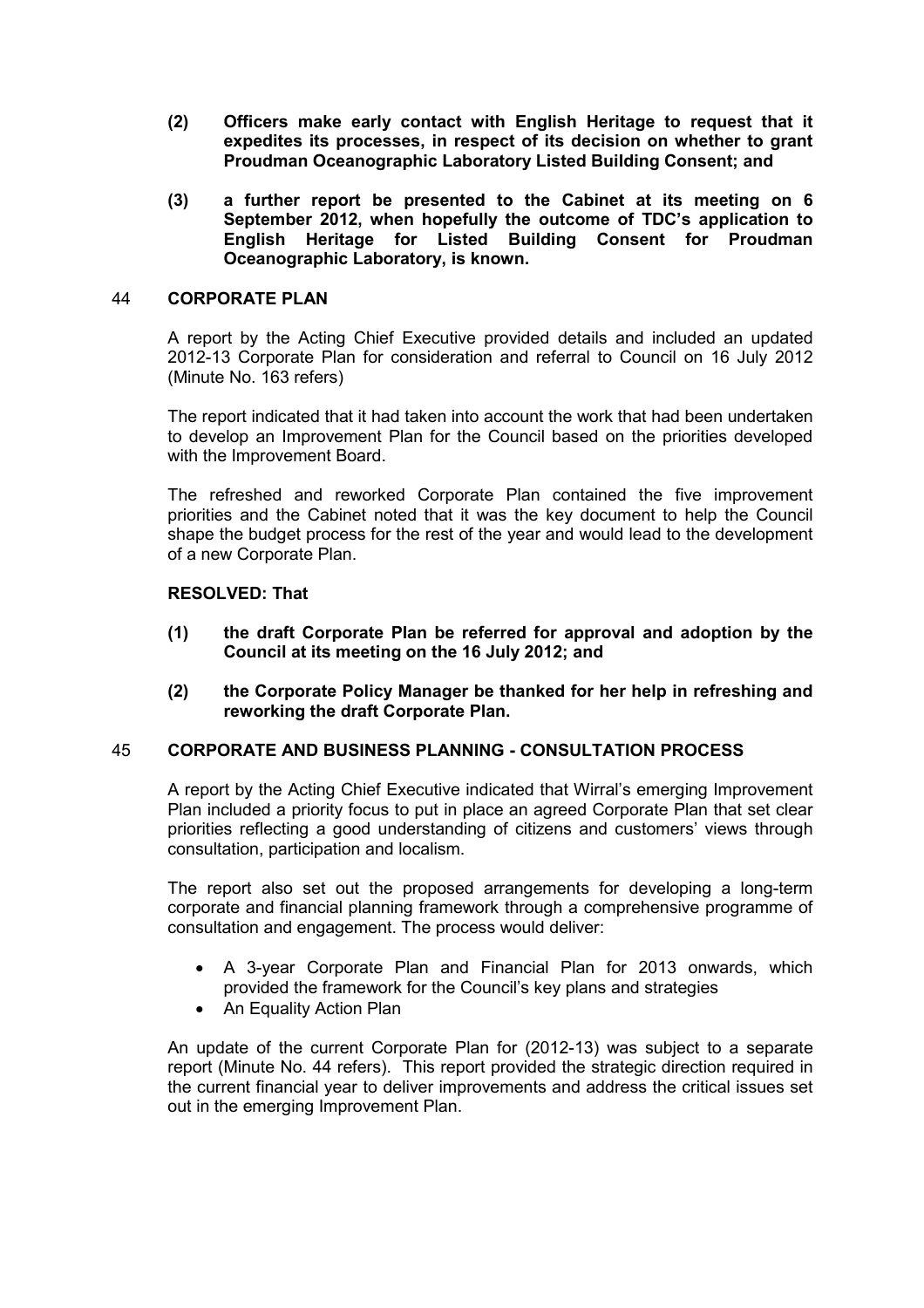**(2) Officers make early contact with English Heritage to request that it expedites its processes, in respect of its decision on whether to grant Proudman Oceanographic Laboratory Listed Building Consent; and**

**(3) a further report be presented to the Cabinet at its meeting on 6 September 2012, when hopefully the outcome of TDC's application to English Heritage for Listed Building Consent for Proudman Oceanographic Laboratory, is known.**

## 44 CORPORATE PLAN

A report by the Acting Chief Executive provided details and included an updated 2012-13 Corporate Plan for consideration and referral to Council on 16 July 2012 (Minute No. 163 refers)

The report indicated that it had taken into account the work that had been undertaken to develop an Improvement Plan for the Council based on the priorities developed with the Improvement Board.

The refreshed and reworked Corporate Plan contained the five improvement priorities and the Cabinet noted that it was the key document to help the Council shape the budget process for the rest of the year and would lead to the development of a new Corporate Plan.

**RESOLVED: That**

**(1) the draft Corporate Plan be referred for approval and adoption by the Council at its meeting on the 16 July 2012; and**

**(2) the Corporate Policy Manager be thanked for her help in refreshing and reworking the draft Corporate Plan.**

## 45 CORPORATE AND BUSINESS PLANNING - CONSULTATION PROCESS

A report by the Acting Chief Executive indicated that Wirral's emerging Improvement Plan included a priority focus to put in place an agreed Corporate Plan that set clear priorities reflecting a good understanding of citizens and customers' views through consultation, participation and localism.

The report also set out the proposed arrangements for developing a long-term corporate and financial planning framework through a comprehensive programme of consultation and engagement. The process would deliver:

- A 3-year Corporate Plan and Financial Plan for 2013 onwards, which provided the framework for the Council's key plans and strategies
- An Equality Action Plan

An update of the current Corporate Plan for (2012-13) was subject to a separate report (Minute No. 44 refers). This report provided the strategic direction required in the current financial year to deliver improvements and address the critical issues set out in the emerging Improvement Plan.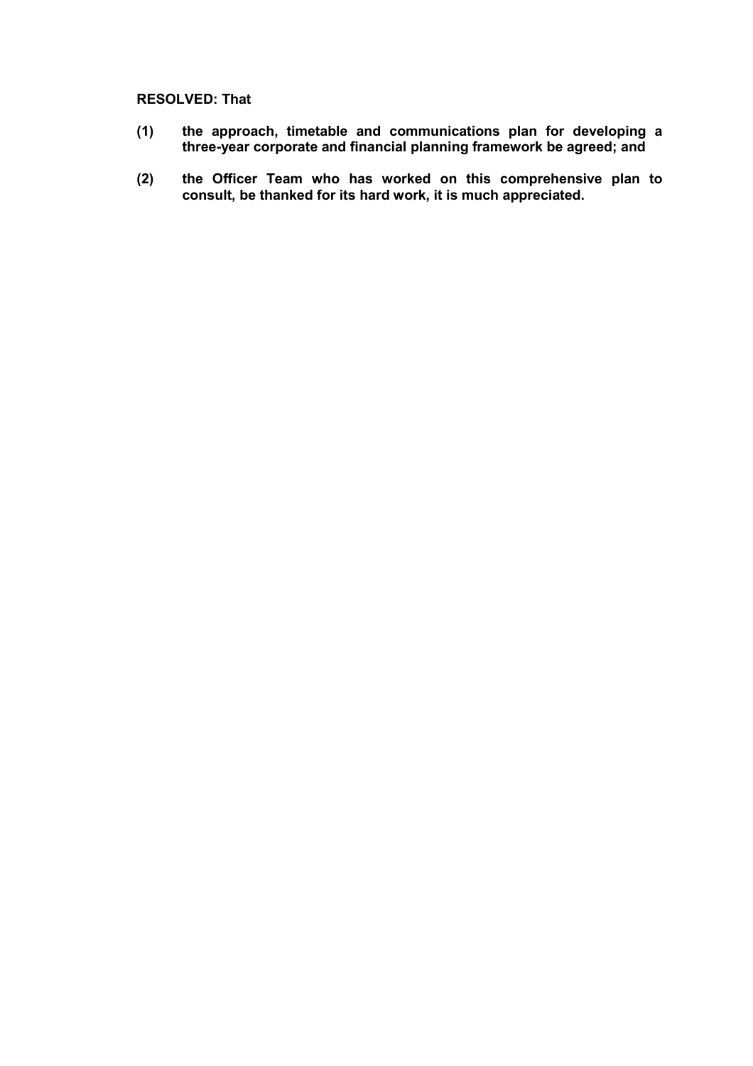**RESOLVED: That**

**(1) the approach, timetable and communications plan for developing a three-year corporate and financial planning framework be agreed; and**

**(2) the Officer Team who has worked on this comprehensive plan to consult, be thanked for its hard work, it is much appreciated.**